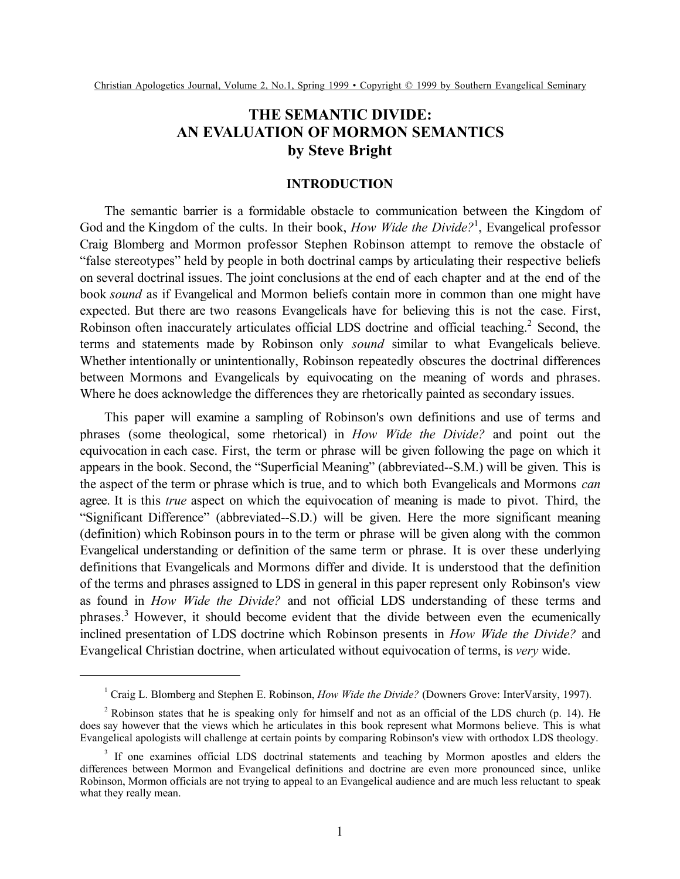# THE SEMANTIC DIVIDE: AN EVALUATION OF MORMON SEMANTICS

**by Steve Bright**

## INTRODUCTION

The semantic barrier is a formidable obstacle to communication between the Kingdom of God and the Kingdom of the cults. In their book, *How Wide the Divide?*[1], Evangelical professor Craig Blomberg and Mormon professor Stephen Robinson attempt to remove the obstacle of "false stereotypes" held by people in both doctrinal camps by articulating their respective beliefs on several doctrinal issues. The joint conclusions at the end of each chapter and at the end of the book *sound* as if Evangelical and Mormon beliefs contain more in common than one might have expected. But there are two reasons Evangelicals have for believing this is not the case. First, Robinson often inaccurately articulates official LDS doctrine and official teaching.[2] Second, the terms and statements made by Robinson only *sound* similar to what Evangelicals believe. Whether intentionally or unintentionally, Robinson repeatedly obscures the doctrinal differences between Mormons and Evangelicals by equivocating on the meaning of words and phrases. Where he does acknowledge the differences they are rhetorically painted as secondary issues.

This paper will examine a sampling of Robinson's own definitions and use of terms and phrases (some theological, some rhetorical) in *How Wide the Divide?* and point out the equivocation in each case. First, the term or phrase will be given following the page on which it appears in the book. Second, the "Superficial Meaning" (abbreviated--S.M.) will be given. This is the aspect of the term or phrase which is true, and to which both Evangelicals and Mormons *can* agree. It is this *true* aspect on which the equivocation of meaning is made to pivot. Third, the "Significant Difference" (abbreviated--S.D.) will be given. Here the more significant meaning (definition) which Robinson pours in to the term or phrase will be given along with the common Evangelical understanding or definition of the same term or phrase. It is over these underlying definitions that Evangelicals and Mormons differ and divide. It is understood that the definition of the terms and phrases assigned to LDS in general in this paper represent only Robinson's view as found in *How Wide the Divide?* and not official LDS understanding of these terms and phrases.[3] However, it should become evident that the divide between even the ecumenically inclined presentation of LDS doctrine which Robinson presents in *How Wide the Divide?* and Evangelical Christian doctrine, when articulated without equivocation of terms, is *very* wide.

---

[1] Craig L. Blomberg and Stephen E. Robinson, *How Wide the Divide?* (Downers Grove: InterVarsity, 1997).

[2] Robinson states that he is speaking only for himself and not as an official of the LDS church (p. 14). He does say however that the views which he articulates in this book represent what Mormons believe. This is what Evangelical apologists will challenge at certain points by comparing Robinson's view with orthodox LDS theology.

[3] If one examines official LDS doctrinal statements and teaching by Mormon apostles and elders the differences between Mormon and Evangelical definitions and doctrine are even more pronounced since, unlike Robinson, Mormon officials are not trying to appeal to an Evangelical audience and are much less reluctant to speak what they really mean.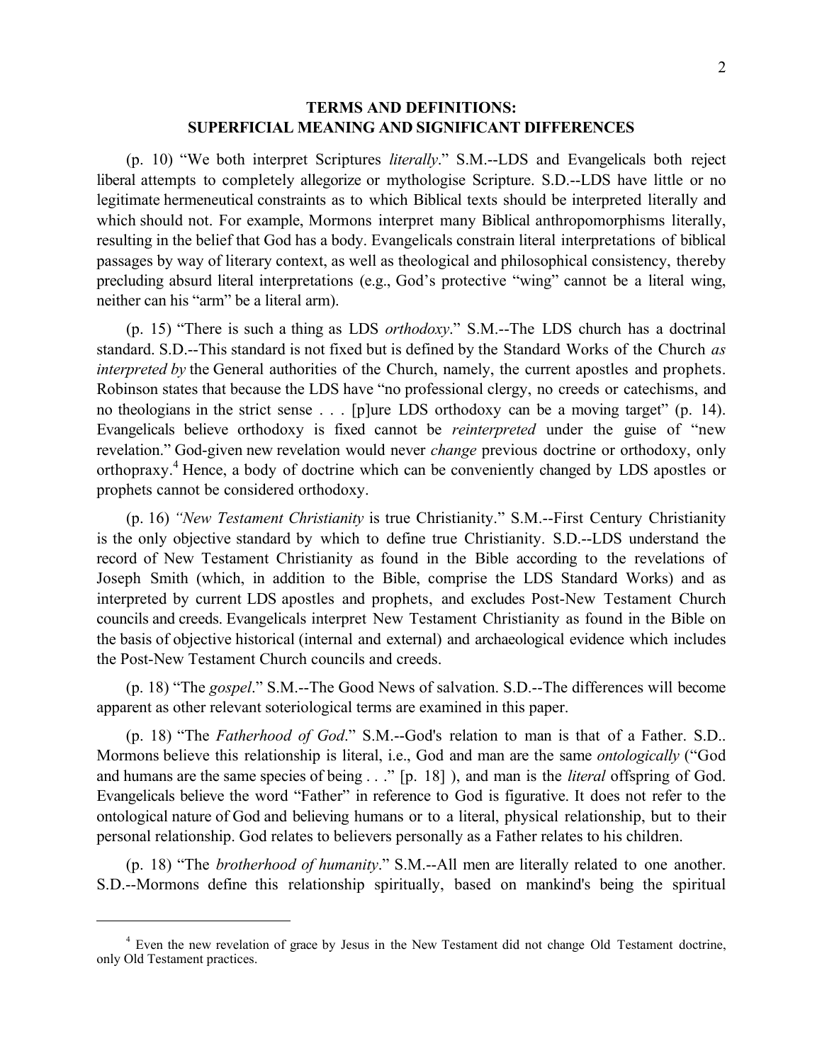## TERMS AND DEFINITIONS: SUPERFICIAL MEANING AND SIGNIFICANT DIFFERENCES

(p. 10) "We both interpret Scriptures *literally*." S.M.--LDS and Evangelicals both reject liberal attempts to completely allegorize or mythologise Scripture. S.D.--LDS have little or no legitimate hermeneutical constraints as to which Biblical texts should be interpreted literally and which should not. For example, Mormons interpret many Biblical anthropomorphisms literally, resulting in the belief that God has a body. Evangelicals constrain literal interpretations of biblical passages by way of literary context, as well as theological and philosophical consistency, thereby precluding absurd literal interpretations (e.g., God's protective "wing" cannot be a literal wing, neither can his "arm" be a literal arm).

(p. 15) "There is such a thing as LDS *orthodoxy*." S.M.--The LDS church has a doctrinal standard. S.D.--This standard is not fixed but is defined by the Standard Works of the Church *as interpreted by* the General authorities of the Church, namely, the current apostles and prophets. Robinson states that because the LDS have "no professional clergy, no creeds or catechisms, and no theologians in the strict sense . . . [p]ure LDS orthodoxy can be a moving target" (p. 14). Evangelicals believe orthodoxy is fixed cannot be *reinterpreted* under the guise of "new revelation." God-given new revelation would never *change* previous doctrine or orthodoxy, only orthopraxy.[4] Hence, a body of doctrine which can be conveniently changed by LDS apostles or prophets cannot be considered orthodoxy.

(p. 16) *"New Testament Christianity* is true Christianity." S.M.--First Century Christianity is the only objective standard by which to define true Christianity. S.D.--LDS understand the record of New Testament Christianity as found in the Bible according to the revelations of Joseph Smith (which, in addition to the Bible, comprise the LDS Standard Works) and as interpreted by current LDS apostles and prophets, and excludes Post-New Testament Church councils and creeds. Evangelicals interpret New Testament Christianity as found in the Bible on the basis of objective historical (internal and external) and archaeological evidence which includes the Post-New Testament Church councils and creeds.

(p. 18) "The *gospel*." S.M.--The Good News of salvation. S.D.--The differences will become apparent as other relevant soteriological terms are examined in this paper.

(p. 18) "The *Fatherhood of God*." S.M.--God's relation to man is that of a Father. S.D.. Mormons believe this relationship is literal, i.e., God and man are the same *ontologically* ("God and humans are the same species of being . . ." [p. 18] ), and man is the *literal* offspring of God. Evangelicals believe the word "Father" in reference to God is figurative. It does not refer to the ontological nature of God and believing humans or to a literal, physical relationship, but to their personal relationship. God relates to believers personally as a Father relates to his children.

(p. 18) "The *brotherhood of humanity*." S.M.--All men are literally related to one another. S.D.--Mormons define this relationship spiritually, based on mankind's being the spiritual

[4] Even the new revelation of grace by Jesus in the New Testament did not change Old Testament doctrine, only Old Testament practices.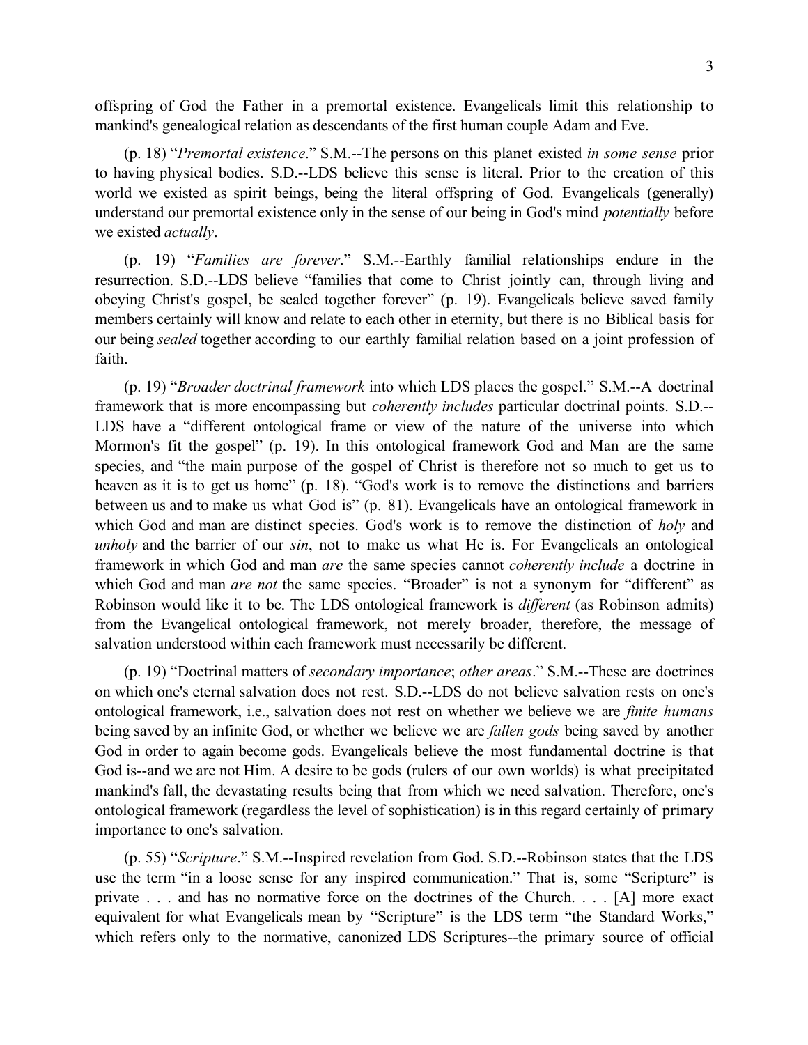offspring of God the Father in a premortal existence. Evangelicals limit this relationship to mankind's genealogical relation as descendants of the first human couple Adam and Eve.

(p. 18) "*Premortal existence*." S.M.--The persons on this planet existed *in some sense* prior to having physical bodies. S.D.--LDS believe this sense is literal. Prior to the creation of this world we existed as spirit beings, being the literal offspring of God. Evangelicals (generally) understand our premortal existence only in the sense of our being in God's mind *potentially* before we existed *actually*.

(p. 19) "*Families are forever*." S.M.--Earthly familial relationships endure in the resurrection. S.D.--LDS believe "families that come to Christ jointly can, through living and obeying Christ's gospel, be sealed together forever" (p. 19). Evangelicals believe saved family members certainly will know and relate to each other in eternity, but there is no Biblical basis for our being *sealed* together according to our earthly familial relation based on a joint profession of faith.

(p. 19) "*Broader doctrinal framework* into which LDS places the gospel." S.M.--A doctrinal framework that is more encompassing but *coherently includes* particular doctrinal points. S.D.--LDS have a "different ontological frame or view of the nature of the universe into which Mormon's fit the gospel" (p. 19). In this ontological framework God and Man are the same species, and "the main purpose of the gospel of Christ is therefore not so much to get us to heaven as it is to get us home" (p. 18). "God's work is to remove the distinctions and barriers between us and to make us what God is" (p. 81). Evangelicals have an ontological framework in which God and man are distinct species. God's work is to remove the distinction of *holy* and *unholy* and the barrier of our *sin*, not to make us what He is. For Evangelicals an ontological framework in which God and man *are* the same species cannot *coherently include* a doctrine in which God and man *are not* the same species. "Broader" is not a synonym for "different" as Robinson would like it to be. The LDS ontological framework is *different* (as Robinson admits) from the Evangelical ontological framework, not merely broader, therefore, the message of salvation understood within each framework must necessarily be different.

(p. 19) "Doctrinal matters of *secondary importance*; *other areas*." S.M.--These are doctrines on which one's eternal salvation does not rest. S.D.--LDS do not believe salvation rests on one's ontological framework, i.e., salvation does not rest on whether we believe we are *finite humans* being saved by an infinite God, or whether we believe we are *fallen gods* being saved by another God in order to again become gods. Evangelicals believe the most fundamental doctrine is that God is--and we are not Him. A desire to be gods (rulers of our own worlds) is what precipitated mankind's fall, the devastating results being that from which we need salvation. Therefore, one's ontological framework (regardless the level of sophistication) is in this regard certainly of primary importance to one's salvation.

(p. 55) "*Scripture*." S.M.--Inspired revelation from God. S.D.--Robinson states that the LDS use the term "in a loose sense for any inspired communication." That is, some "Scripture" is private . . . and has no normative force on the doctrines of the Church. . . . [A] more exact equivalent for what Evangelicals mean by "Scripture" is the LDS term "the Standard Works," which refers only to the normative, canonized LDS Scriptures--the primary source of official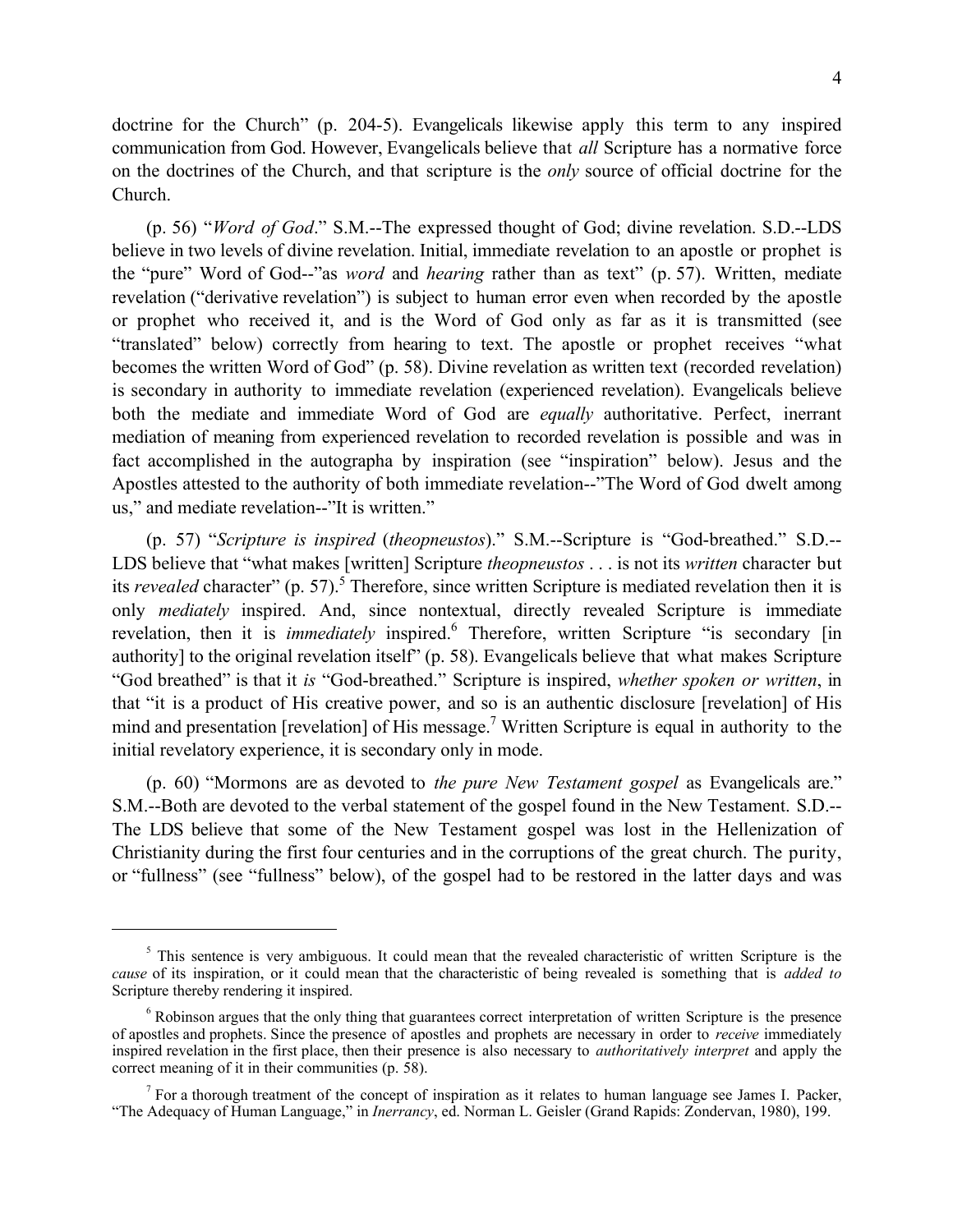doctrine for the Church" (p. 204-5). Evangelicals likewise apply this term to any inspired communication from God. However, Evangelicals believe that *all* Scripture has a normative force on the doctrines of the Church, and that scripture is the *only* source of official doctrine for the Church.

(p. 56) "*Word of God*." S.M.--The expressed thought of God; divine revelation. S.D.--LDS believe in two levels of divine revelation. Initial, immediate revelation to an apostle or prophet is the "pure" Word of God--"as *word* and *hearing* rather than as text" (p. 57). Written, mediate revelation ("derivative revelation") is subject to human error even when recorded by the apostle or prophet who received it, and is the Word of God only as far as it is transmitted (see "translated" below) correctly from hearing to text. The apostle or prophet receives "what becomes the written Word of God" (p. 58). Divine revelation as written text (recorded revelation) is secondary in authority to immediate revelation (experienced revelation). Evangelicals believe both the mediate and immediate Word of God are *equally* authoritative. Perfect, inerrant mediation of meaning from experienced revelation to recorded revelation is possible and was in fact accomplished in the autographa by inspiration (see "inspiration" below). Jesus and the Apostles attested to the authority of both immediate revelation--"The Word of God dwelt among us," and mediate revelation--"It is written."

(p. 57) "*Scripture is inspired* (*theopneustos*)." S.M.--Scripture is "God-breathed." S.D.--LDS believe that "what makes [written] Scripture *theopneustos* . . . is not its *written* character but its *revealed* character" (p. 57).[5] Therefore, since written Scripture is mediated revelation then it is only *mediately* inspired. And, since nontextual, directly revealed Scripture is immediate revelation, then it is *immediately* inspired.[6] Therefore, written Scripture "is secondary [in authority] to the original revelation itself" (p. 58). Evangelicals believe that what makes Scripture "God breathed" is that it *is* "God-breathed." Scripture is inspired, *whether spoken or written*, in that "it is a product of His creative power, and so is an authentic disclosure [revelation] of His mind and presentation [revelation] of His message.[7] Written Scripture is equal in authority to the initial revelatory experience, it is secondary only in mode.

(p. 60) "Mormons are as devoted to *the pure New Testament gospel* as Evangelicals are." S.M.--Both are devoted to the verbal statement of the gospel found in the New Testament. S.D.--The LDS believe that some of the New Testament gospel was lost in the Hellenization of Christianity during the first four centuries and in the corruptions of the great church. The purity, or "fullness" (see "fullness" below), of the gospel had to be restored in the latter days and was

---

[5] This sentence is very ambiguous. It could mean that the revealed characteristic of written Scripture is the *cause* of its inspiration, or it could mean that the characteristic of being revealed is something that is *added to* Scripture thereby rendering it inspired.

[6] Robinson argues that the only thing that guarantees correct interpretation of written Scripture is the presence of apostles and prophets. Since the presence of apostles and prophets are necessary in order to *receive* immediately inspired revelation in the first place, then their presence is also necessary to *authoritatively interpret* and apply the correct meaning of it in their communities (p. 58).

[7] For a thorough treatment of the concept of inspiration as it relates to human language see James I. Packer, "The Adequacy of Human Language," in *Inerrancy*, ed. Norman L. Geisler (Grand Rapids: Zondervan, 1980), 199.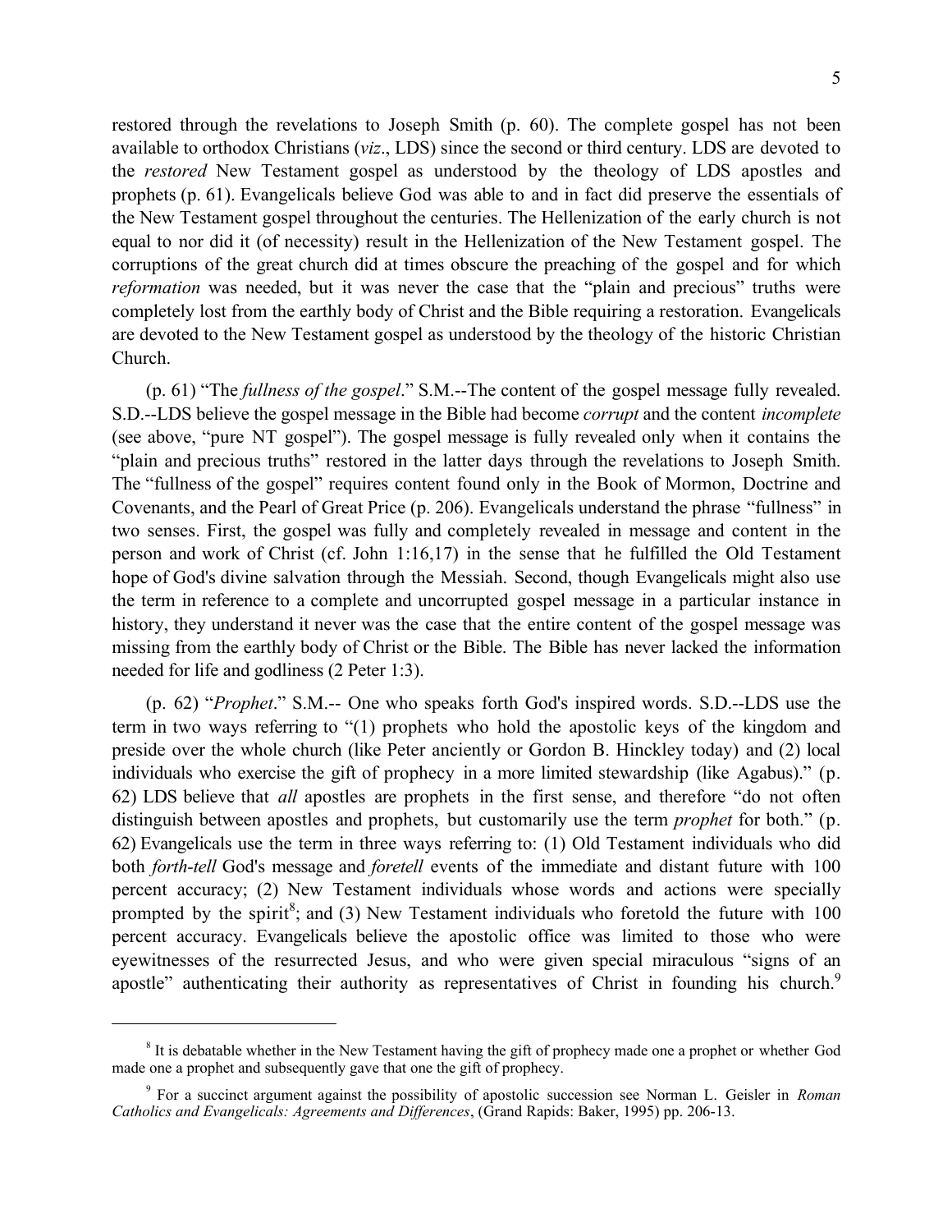restored through the revelations to Joseph Smith (p. 60). The complete gospel has not been available to orthodox Christians (*viz*., LDS) since the second or third century. LDS are devoted to the *restored* New Testament gospel as understood by the theology of LDS apostles and prophets (p. 61). Evangelicals believe God was able to and in fact did preserve the essentials of the New Testament gospel throughout the centuries. The Hellenization of the early church is not equal to nor did it (of necessity) result in the Hellenization of the New Testament gospel. The corruptions of the great church did at times obscure the preaching of the gospel and for which *reformation* was needed, but it was never the case that the "plain and precious" truths were completely lost from the earthly body of Christ and the Bible requiring a restoration. Evangelicals are devoted to the New Testament gospel as understood by the theology of the historic Christian Church.

(p. 61) "The *fullness of the gospel*." S.M.--The content of the gospel message fully revealed. S.D.--LDS believe the gospel message in the Bible had become *corrupt* and the content *incomplete* (see above, "pure NT gospel"). The gospel message is fully revealed only when it contains the "plain and precious truths" restored in the latter days through the revelations to Joseph Smith. The "fullness of the gospel" requires content found only in the Book of Mormon, Doctrine and Covenants, and the Pearl of Great Price (p. 206). Evangelicals understand the phrase "fullness" in two senses. First, the gospel was fully and completely revealed in message and content in the person and work of Christ (cf. John 1:16,17) in the sense that he fulfilled the Old Testament hope of God's divine salvation through the Messiah. Second, though Evangelicals might also use the term in reference to a complete and uncorrupted gospel message in a particular instance in history, they understand it never was the case that the entire content of the gospel message was missing from the earthly body of Christ or the Bible. The Bible has never lacked the information needed for life and godliness (2 Peter 1:3).

(p. 62) "*Prophet*." S.M.-- One who speaks forth God's inspired words. S.D.--LDS use the term in two ways referring to "(1) prophets who hold the apostolic keys of the kingdom and preside over the whole church (like Peter anciently or Gordon B. Hinckley today) and (2) local individuals who exercise the gift of prophecy in a more limited stewardship (like Agabus)." (p. 62) LDS believe that *all* apostles are prophets in the first sense, and therefore "do not often distinguish between apostles and prophets, but customarily use the term *prophet* for both." (p. 62) Evangelicals use the term in three ways referring to: (1) Old Testament individuals who did both *forth-tell* God's message and *foretell* events of the immediate and distant future with 100 percent accuracy; (2) New Testament individuals whose words and actions were specially prompted by the spirit[8]; and (3) New Testament individuals who foretold the future with 100 percent accuracy. Evangelicals believe the apostolic office was limited to those who were eyewitnesses of the resurrected Jesus, and who were given special miraculous "signs of an apostle" authenticating their authority as representatives of Christ in founding his church.[9]

---

[8] It is debatable whether in the New Testament having the gift of prophecy made one a prophet or whether God made one a prophet and subsequently gave that one the gift of prophecy.

[9] For a succinct argument against the possibility of apostolic succession see Norman L. Geisler in *Roman Catholics and Evangelicals: Agreements and Differences*, (Grand Rapids: Baker, 1995) pp. 206-13.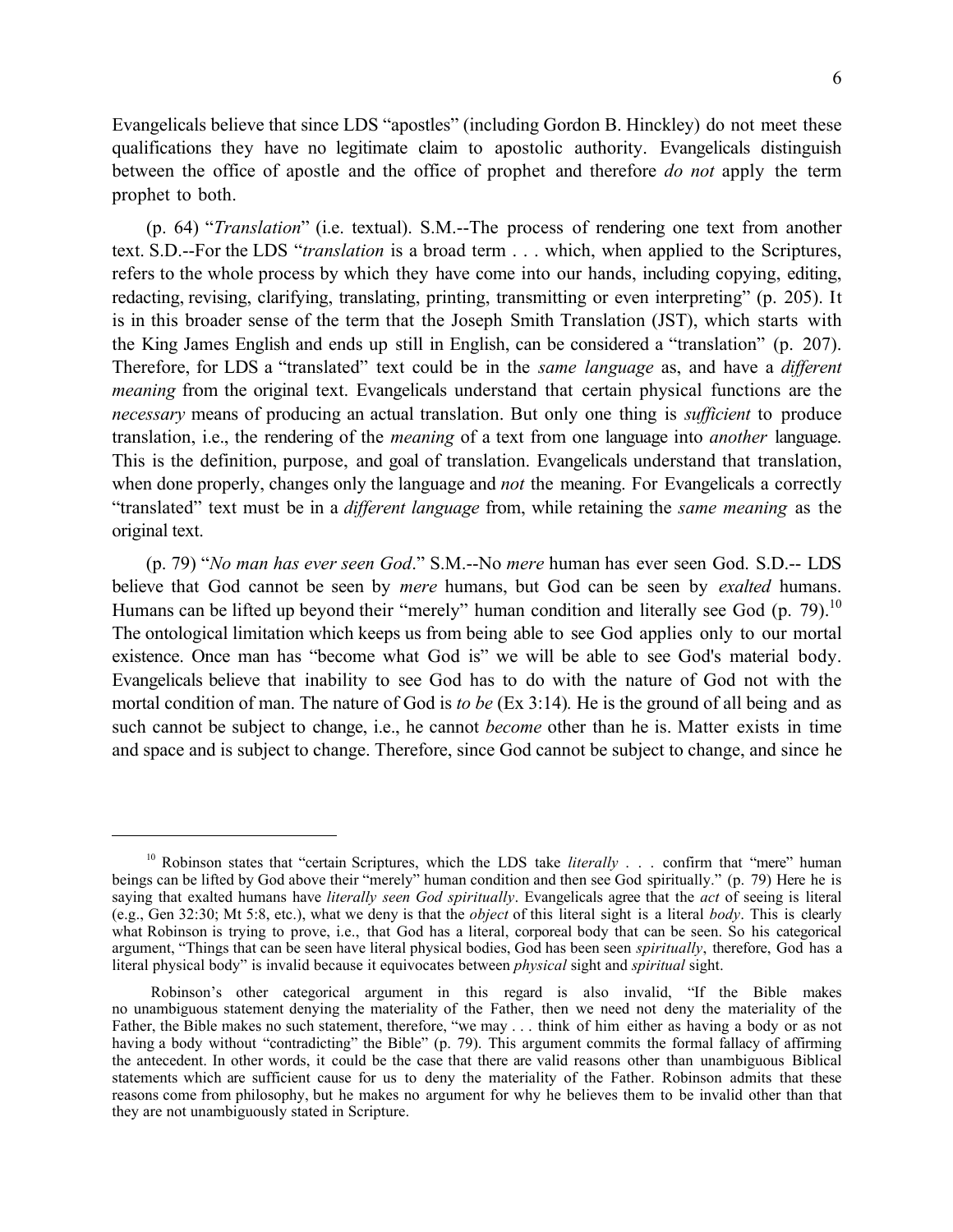Evangelicals believe that since LDS "apostles" (including Gordon B. Hinckley) do not meet these qualifications they have no legitimate claim to apostolic authority. Evangelicals distinguish between the office of apostle and the office of prophet and therefore *do not* apply the term prophet to both.

(p. 64) "*Translation*" (i.e. textual). S.M.--The process of rendering one text from another text. S.D.--For the LDS "*translation* is a broad term . . . which, when applied to the Scriptures, refers to the whole process by which they have come into our hands, including copying, editing, redacting, revising, clarifying, translating, printing, transmitting or even interpreting" (p. 205). It is in this broader sense of the term that the Joseph Smith Translation (JST), which starts with the King James English and ends up still in English, can be considered a "translation" (p. 207). Therefore, for LDS a "translated" text could be in the *same language* as, and have a *different meaning* from the original text. Evangelicals understand that certain physical functions are the *necessary* means of producing an actual translation. But only one thing is *sufficient* to produce translation, i.e., the rendering of the *meaning* of a text from one language into *another* language. This is the definition, purpose, and goal of translation. Evangelicals understand that translation, when done properly, changes only the language and *not* the meaning. For Evangelicals a correctly "translated" text must be in a *different language* from, while retaining the *same meaning* as the original text.

(p. 79) "*No man has ever seen God*." S.M.--No *mere* human has ever seen God. S.D.-- LDS believe that God cannot be seen by *mere* humans, but God can be seen by *exalted* humans. Humans can be lifted up beyond their "merely" human condition and literally see God (p. 79).[10] The ontological limitation which keeps us from being able to see God applies only to our mortal existence. Once man has "become what God is" we will be able to see God's material body. Evangelicals believe that inability to see God has to do with the nature of God not with the mortal condition of man. The nature of God is *to be* (Ex 3:14). He is the ground of all being and as such cannot be subject to change, i.e., he cannot *become* other than he is. Matter exists in time and space and is subject to change. Therefore, since God cannot be subject to change, and since he

---

[10] Robinson states that "certain Scriptures, which the LDS take *literally* . . . confirm that "mere" human beings can be lifted by God above their "merely" human condition and then see God spiritually." (p. 79) Here he is saying that exalted humans have *literally seen God spiritually*. Evangelicals agree that the *act* of seeing is literal (e.g., Gen 32:30; Mt 5:8, etc.), what we deny is that the *object* of this literal sight is a literal *body*. This is clearly what Robinson is trying to prove, i.e., that God has a literal, corporeal body that can be seen. So his categorical argument, "Things that can be seen have literal physical bodies, God has been seen *spiritually*, therefore, God has a literal physical body" is invalid because it equivocates between *physical* sight and *spiritual* sight.

Robinson's other categorical argument in this regard is also invalid, "If the Bible makes no unambiguous statement denying the materiality of the Father, then we need not deny the materiality of the Father, the Bible makes no such statement, therefore, "we may . . . think of him either as having a body or as not having a body without "contradicting" the Bible" (p. 79). This argument commits the formal fallacy of affirming the antecedent. In other words, it could be the case that there are valid reasons other than unambiguous Biblical statements which are sufficient cause for us to deny the materiality of the Father. Robinson admits that these reasons come from philosophy, but he makes no argument for why he believes them to be invalid other than that they are not unambiguously stated in Scripture.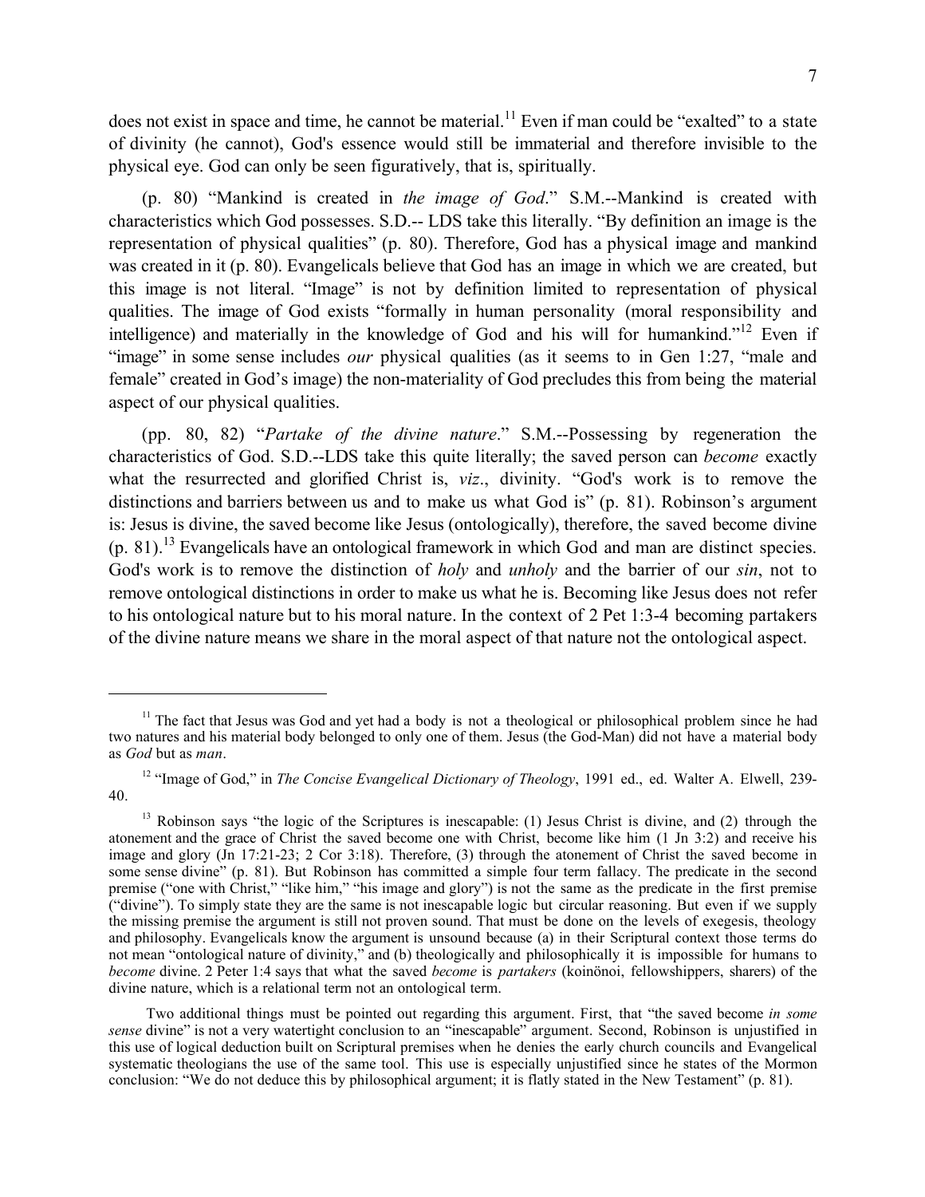does not exist in space and time, he cannot be material.[11] Even if man could be "exalted" to a state of divinity (he cannot), God's essence would still be immaterial and therefore invisible to the physical eye. God can only be seen figuratively, that is, spiritually.

(p. 80) "Mankind is created in *the image of God*." S.M.--Mankind is created with characteristics which God possesses. S.D.-- LDS take this literally. "By definition an image is the representation of physical qualities" (p. 80). Therefore, God has a physical image and mankind was created in it (p. 80). Evangelicals believe that God has an image in which we are created, but this image is not literal. "Image" is not by definition limited to representation of physical qualities. The image of God exists "formally in human personality (moral responsibility and intelligence) and materially in the knowledge of God and his will for humankind."[12] Even if "image" in some sense includes *our* physical qualities (as it seems to in Gen 1:27, "male and female" created in God's image) the non-materiality of God precludes this from being the material aspect of our physical qualities.

(pp. 80, 82) "*Partake of the divine nature*." S.M.--Possessing by regeneration the characteristics of God. S.D.--LDS take this quite literally; the saved person can *become* exactly what the resurrected and glorified Christ is, *viz*., divinity. "God's work is to remove the distinctions and barriers between us and to make us what God is" (p. 81). Robinson's argument is: Jesus is divine, the saved become like Jesus (ontologically), therefore, the saved become divine (p. 81).[13] Evangelicals have an ontological framework in which God and man are distinct species. God's work is to remove the distinction of *holy* and *unholy* and the barrier of our *sin*, not to remove ontological distinctions in order to make us what he is. Becoming like Jesus does not refer to his ontological nature but to his moral nature. In the context of 2 Pet 1:3-4 becoming partakers of the divine nature means we share in the moral aspect of that nature not the ontological aspect.

---

[11] The fact that Jesus was God and yet had a body is not a theological or philosophical problem since he had two natures and his material body belonged to only one of them. Jesus (the God-Man) did not have a material body as *God* but as *man*.

[12] "Image of God," in *The Concise Evangelical Dictionary of Theology*, 1991 ed., ed. Walter A. Elwell, 239-40.

[13] Robinson says "the logic of the Scriptures is inescapable: (1) Jesus Christ is divine, and (2) through the atonement and the grace of Christ the saved become one with Christ, become like him (1 Jn 3:2) and receive his image and glory (Jn 17:21-23; 2 Cor 3:18). Therefore, (3) through the atonement of Christ the saved become in some sense divine" (p. 81). But Robinson has committed a simple four term fallacy. The predicate in the second premise ("one with Christ," "like him," "his image and glory") is not the same as the predicate in the first premise ("divine"). To simply state they are the same is not inescapable logic but circular reasoning. But even if we supply the missing premise the argument is still not proven sound. That must be done on the levels of exegesis, theology and philosophy. Evangelicals know the argument is unsound because (a) in their Scriptural context those terms do not mean "ontological nature of divinity," and (b) theologically and philosophically it is impossible for humans to *become* divine. 2 Peter 1:4 says that what the saved *become* is *partakers* (koinönoi, fellowshippers, sharers) of the divine nature, which is a relational term not an ontological term.

Two additional things must be pointed out regarding this argument. First, that "the saved become *in some sense* divine" is not a very watertight conclusion to an "inescapable" argument. Second, Robinson is unjustified in this use of logical deduction built on Scriptural premises when he denies the early church councils and Evangelical systematic theologians the use of the same tool. This use is especially unjustified since he states of the Mormon conclusion: "We do not deduce this by philosophical argument; it is flatly stated in the New Testament" (p. 81).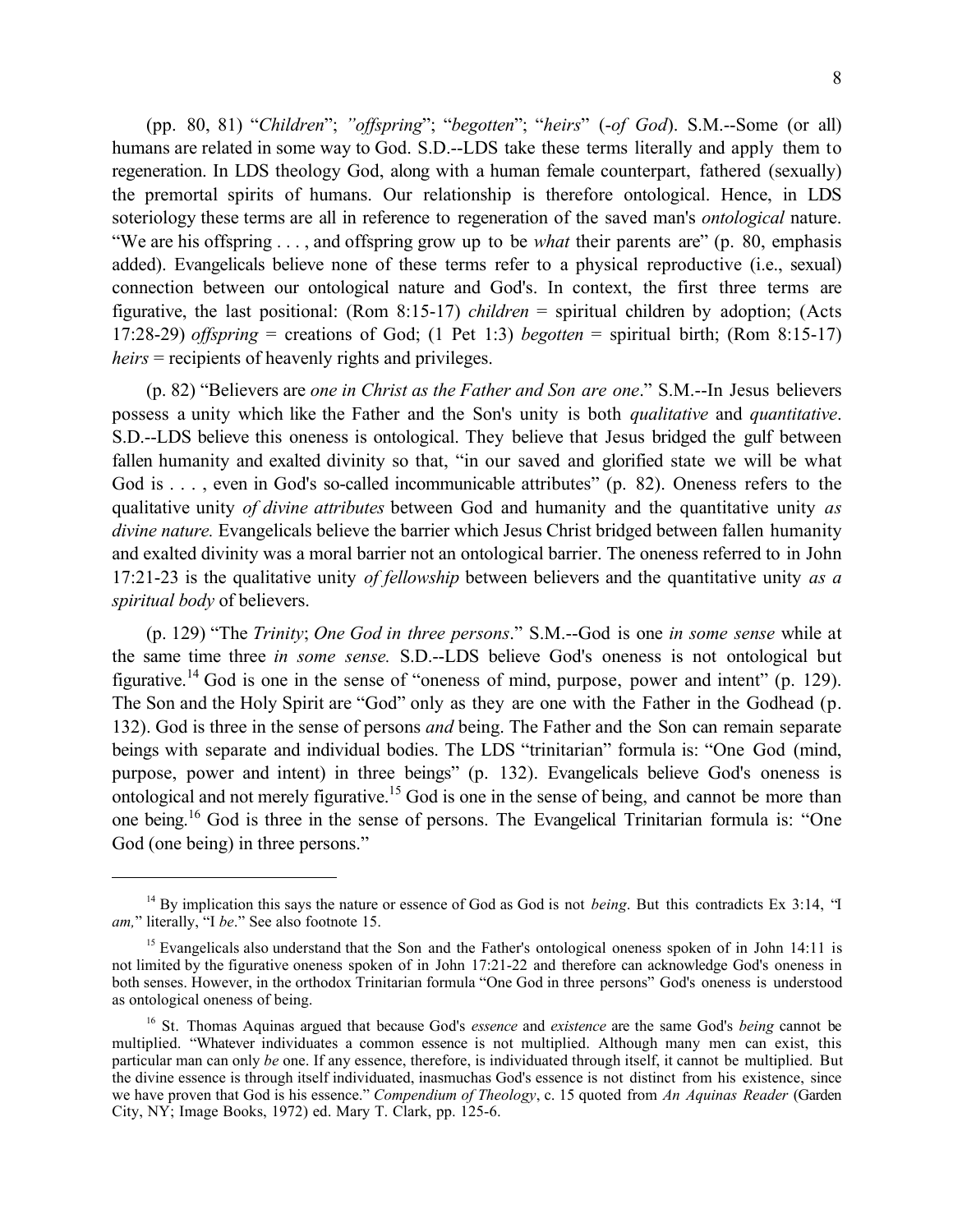(pp. 80, 81) "*Children*"; *"offspring*"; "*begotten*"; "*heirs*" (-*of God*). S.M.--Some (or all) humans are related in some way to God. S.D.--LDS take these terms literally and apply them to regeneration. In LDS theology God, along with a human female counterpart, fathered (sexually) the premortal spirits of humans. Our relationship is therefore ontological. Hence, in LDS soteriology these terms are all in reference to regeneration of the saved man's *ontological* nature. "We are his offspring . . . , and offspring grow up to be *what* their parents are" (p. 80, emphasis added). Evangelicals believe none of these terms refer to a physical reproductive (i.e., sexual) connection between our ontological nature and God's. In context, the first three terms are figurative, the last positional: (Rom 8:15-17) *children* = spiritual children by adoption; (Acts 17:28-29) *offspring* = creations of God; (1 Pet 1:3) *begotten* = spiritual birth; (Rom 8:15-17) *heirs* = recipients of heavenly rights and privileges.

(p. 82) "Believers are *one in Christ as the Father and Son are one*." S.M.--In Jesus believers possess a unity which like the Father and the Son's unity is both *qualitative* and *quantitative*. S.D.--LDS believe this oneness is ontological. They believe that Jesus bridged the gulf between fallen humanity and exalted divinity so that, "in our saved and glorified state we will be what God is . . . , even in God's so-called incommunicable attributes" (p. 82). Oneness refers to the qualitative unity *of divine attributes* between God and humanity and the quantitative unity *as divine nature.* Evangelicals believe the barrier which Jesus Christ bridged between fallen humanity and exalted divinity was a moral barrier not an ontological barrier. The oneness referred to in John 17:21-23 is the qualitative unity *of fellowship* between believers and the quantitative unity *as a spiritual body* of believers.

(p. 129) "The *Trinity*; *One God in three persons*." S.M.--God is one *in some sense* while at the same time three *in some sense.* S.D.--LDS believe God's oneness is not ontological but figurative.[14] God is one in the sense of "oneness of mind, purpose, power and intent" (p. 129). The Son and the Holy Spirit are "God" only as they are one with the Father in the Godhead (p. 132). God is three in the sense of persons *and* being. The Father and the Son can remain separate beings with separate and individual bodies. The LDS "trinitarian" formula is: "One God (mind, purpose, power and intent) in three beings" (p. 132). Evangelicals believe God's oneness is ontological and not merely figurative.[15] God is one in the sense of being, and cannot be more than one being.[16] God is three in the sense of persons. The Evangelical Trinitarian formula is: "One God (one being) in three persons."

---

[14] By implication this says the nature or essence of God as God is not *being*. But this contradicts Ex 3:14, "I *am,*" literally, "I *be*." See also footnote 15.

[15] Evangelicals also understand that the Son and the Father's ontological oneness spoken of in John 14:11 is not limited by the figurative oneness spoken of in John 17:21-22 and therefore can acknowledge God's oneness in both senses. However, in the orthodox Trinitarian formula "One God in three persons" God's oneness is understood as ontological oneness of being.

[16] St. Thomas Aquinas argued that because God's *essence* and *existence* are the same God's *being* cannot be multiplied. "Whatever individuates a common essence is not multiplied. Although many men can exist, this particular man can only *be* one. If any essence, therefore, is individuated through itself, it cannot be multiplied. But the divine essence is through itself individuated, inasmuchas God's essence is not distinct from his existence, since we have proven that God is his essence." *Compendium of Theology*, c. 15 quoted from *An Aquinas Reader* (Garden City, NY; Image Books, 1972) ed. Mary T. Clark, pp. 125-6.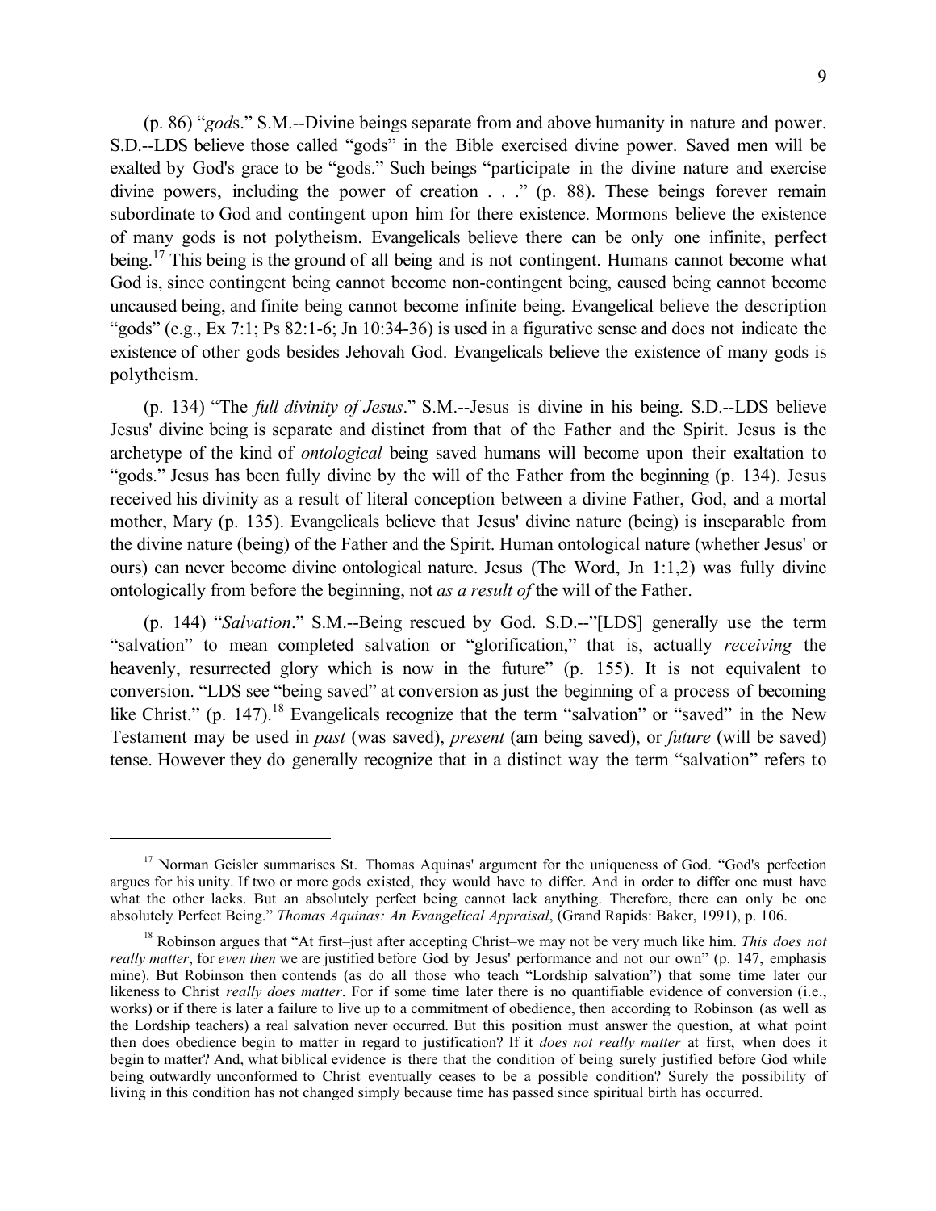(p. 86) "*gods*." S.M.--Divine beings separate from and above humanity in nature and power. S.D.--LDS believe those called "gods" in the Bible exercised divine power. Saved men will be exalted by God's grace to be "gods." Such beings "participate in the divine nature and exercise divine powers, including the power of creation . . ." (p. 88). These beings forever remain subordinate to God and contingent upon him for there existence. Mormons believe the existence of many gods is not polytheism. Evangelicals believe there can be only one infinite, perfect being.[17] This being is the ground of all being and is not contingent. Humans cannot become what God is, since contingent being cannot become non-contingent being, caused being cannot become uncaused being, and finite being cannot become infinite being. Evangelical believe the description "gods" (e.g., Ex 7:1; Ps 82:1-6; Jn 10:34-36) is used in a figurative sense and does not indicate the existence of other gods besides Jehovah God. Evangelicals believe the existence of many gods is polytheism.

(p. 134) "The *full divinity of Jesus*." S.M.--Jesus is divine in his being. S.D.--LDS believe Jesus' divine being is separate and distinct from that of the Father and the Spirit. Jesus is the archetype of the kind of *ontological* being saved humans will become upon their exaltation to "gods." Jesus has been fully divine by the will of the Father from the beginning (p. 134). Jesus received his divinity as a result of literal conception between a divine Father, God, and a mortal mother, Mary (p. 135). Evangelicals believe that Jesus' divine nature (being) is inseparable from the divine nature (being) of the Father and the Spirit. Human ontological nature (whether Jesus' or ours) can never become divine ontological nature. Jesus (The Word, Jn 1:1,2) was fully divine ontologically from before the beginning, not *as a result of* the will of the Father.

(p. 144) "*Salvation*." S.M.--Being rescued by God. S.D.--"[LDS] generally use the term "salvation" to mean completed salvation or "glorification," that is, actually *receiving* the heavenly, resurrected glory which is now in the future" (p. 155). It is not equivalent to conversion. "LDS see "being saved" at conversion as just the beginning of a process of becoming like Christ." (p. 147).[18] Evangelicals recognize that the term "salvation" or "saved" in the New Testament may be used in *past* (was saved), *present* (am being saved), or *future* (will be saved) tense. However they do generally recognize that in a distinct way the term "salvation" refers to

---

[17] Norman Geisler summarises St. Thomas Aquinas' argument for the uniqueness of God. "God's perfection argues for his unity. If two or more gods existed, they would have to differ. And in order to differ one must have what the other lacks. But an absolutely perfect being cannot lack anything. Therefore, there can only be one absolutely Perfect Being." *Thomas Aquinas: An Evangelical Appraisal*, (Grand Rapids: Baker, 1991), p. 106.

[18] Robinson argues that "At first–just after accepting Christ–we may not be very much like him. *This does not really matter*, for *even then* we are justified before God by Jesus' performance and not our own" (p. 147, emphasis mine). But Robinson then contends (as do all those who teach "Lordship salvation") that some time later our likeness to Christ *really does matter*. For if some time later there is no quantifiable evidence of conversion (i.e., works) or if there is later a failure to live up to a commitment of obedience, then according to Robinson (as well as the Lordship teachers) a real salvation never occurred. But this position must answer the question, at what point then does obedience begin to matter in regard to justification? If it *does not really matter* at first, when does it begin to matter? And, what biblical evidence is there that the condition of being surely justified before God while being outwardly unconformed to Christ eventually ceases to be a possible condition? Surely the possibility of living in this condition has not changed simply because time has passed since spiritual birth has occurred.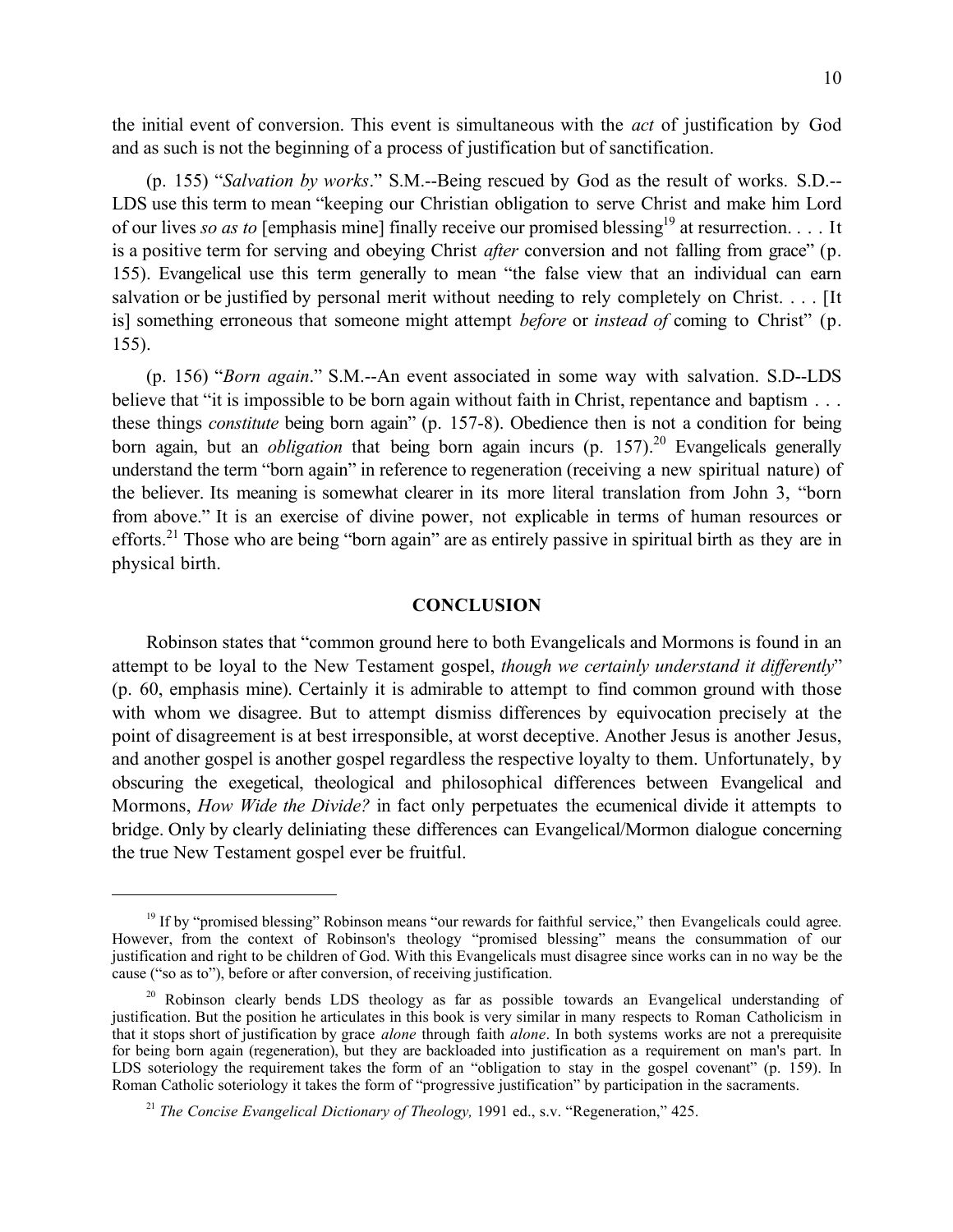the initial event of conversion. This event is simultaneous with the *act* of justification by God and as such is not the beginning of a process of justification but of sanctification.

(p. 155) "*Salvation by works*." S.M.--Being rescued by God as the result of works. S.D.--LDS use this term to mean "keeping our Christian obligation to serve Christ and make him Lord of our lives *so as to* [emphasis mine] finally receive our promised blessing[19] at resurrection. . . . It is a positive term for serving and obeying Christ *after* conversion and not falling from grace" (p. 155). Evangelical use this term generally to mean "the false view that an individual can earn salvation or be justified by personal merit without needing to rely completely on Christ. . . . [It is] something erroneous that someone might attempt *before* or *instead of* coming to Christ" (p. 155).

(p. 156) "*Born again*." S.M.--An event associated in some way with salvation. S.D--LDS believe that "it is impossible to be born again without faith in Christ, repentance and baptism . . . these things *constitute* being born again" (p. 157-8). Obedience then is not a condition for being born again, but an *obligation* that being born again incurs (p. 157).[20] Evangelicals generally understand the term "born again" in reference to regeneration (receiving a new spiritual nature) of the believer. Its meaning is somewhat clearer in its more literal translation from John 3, "born from above." It is an exercise of divine power, not explicable in terms of human resources or efforts.[21] Those who are being "born again" are as entirely passive in spiritual birth as they are in physical birth.

## CONCLUSION

Robinson states that "common ground here to both Evangelicals and Mormons is found in an attempt to be loyal to the New Testament gospel, *though we certainly understand it differently*" (p. 60, emphasis mine). Certainly it is admirable to attempt to find common ground with those with whom we disagree. But to attempt dismiss differences by equivocation precisely at the point of disagreement is at best irresponsible, at worst deceptive. Another Jesus is another Jesus, and another gospel is another gospel regardless the respective loyalty to them. Unfortunately, by obscuring the exegetical, theological and philosophical differences between Evangelical and Mormons, *How Wide the Divide?* in fact only perpetuates the ecumenical divide it attempts to bridge. Only by clearly deliniating these differences can Evangelical/Mormon dialogue concerning the true New Testament gospel ever be fruitful.

---

[19] If by "promised blessing" Robinson means "our rewards for faithful service," then Evangelicals could agree. However, from the context of Robinson's theology "promised blessing" means the consummation of our justification and right to be children of God. With this Evangelicals must disagree since works can in no way be the cause ("so as to"), before or after conversion, of receiving justification.

[20] Robinson clearly bends LDS theology as far as possible towards an Evangelical understanding of justification. But the position he articulates in this book is very similar in many respects to Roman Catholicism in that it stops short of justification by grace *alone* through faith *alone*. In both systems works are not a prerequisite for being born again (regeneration), but they are backloaded into justification as a requirement on man's part. In LDS soteriology the requirement takes the form of an "obligation to stay in the gospel covenant" (p. 159). In Roman Catholic soteriology it takes the form of "progressive justification" by participation in the sacraments.

[21] *The Concise Evangelical Dictionary of Theology,* 1991 ed., s.v. "Regeneration," 425.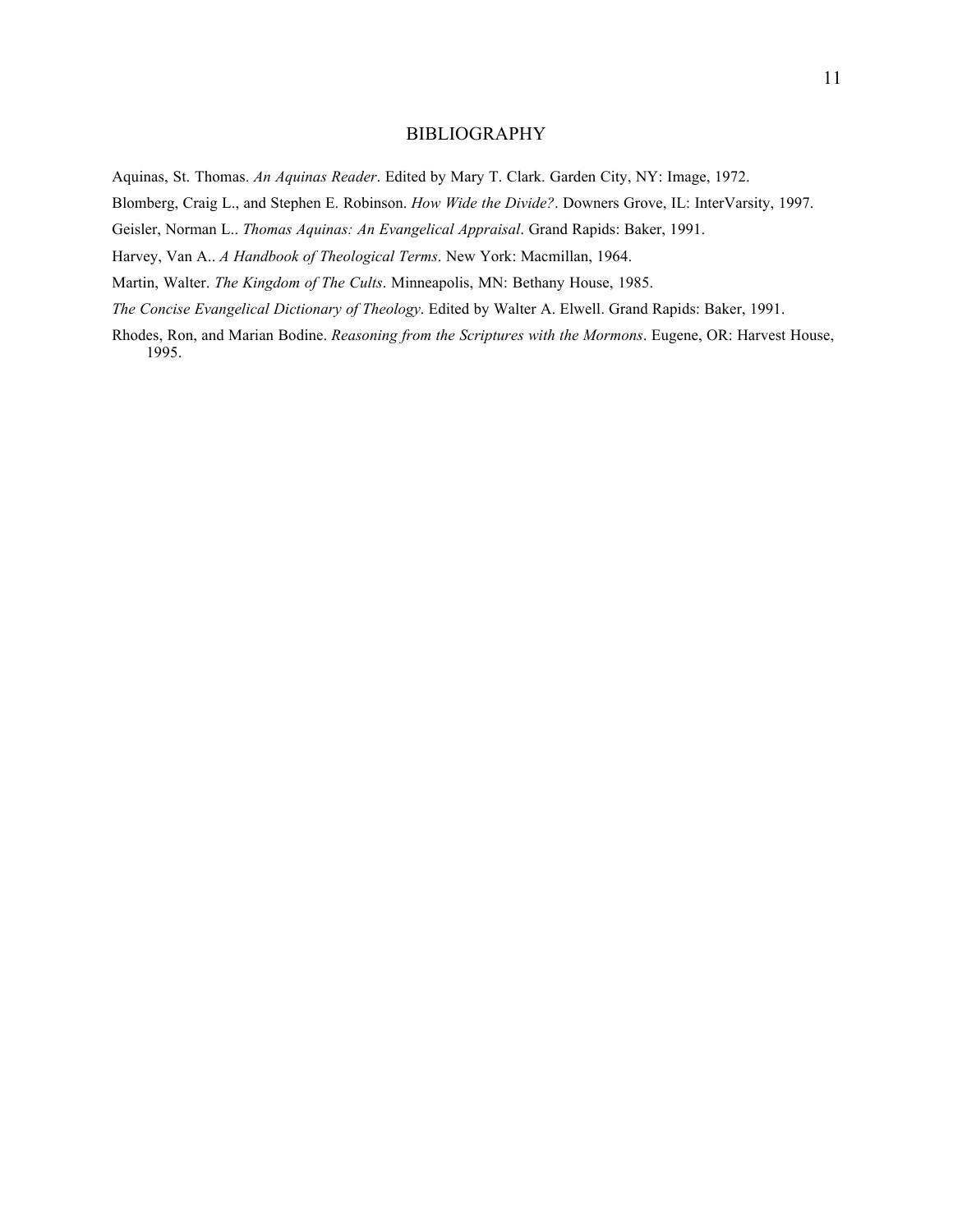# BIBLIOGRAPHY

Aquinas, St. Thomas. *An Aquinas Reader*. Edited by Mary T. Clark. Garden City, NY: Image, 1972.

Blomberg, Craig L., and Stephen E. Robinson. *How Wide the Divide?*. Downers Grove, IL: InterVarsity, 1997.

Geisler, Norman L.. *Thomas Aquinas: An Evangelical Appraisal*. Grand Rapids: Baker, 1991.

Harvey, Van A.. *A Handbook of Theological Terms*. New York: Macmillan, 1964.

Martin, Walter. *The Kingdom of The Cults*. Minneapolis, MN: Bethany House, 1985.

*The Concise Evangelical Dictionary of Theology*. Edited by Walter A. Elwell. Grand Rapids: Baker, 1991.

Rhodes, Ron, and Marian Bodine. *Reasoning from the Scriptures with the Mormons*. Eugene, OR: Harvest House, 1995.